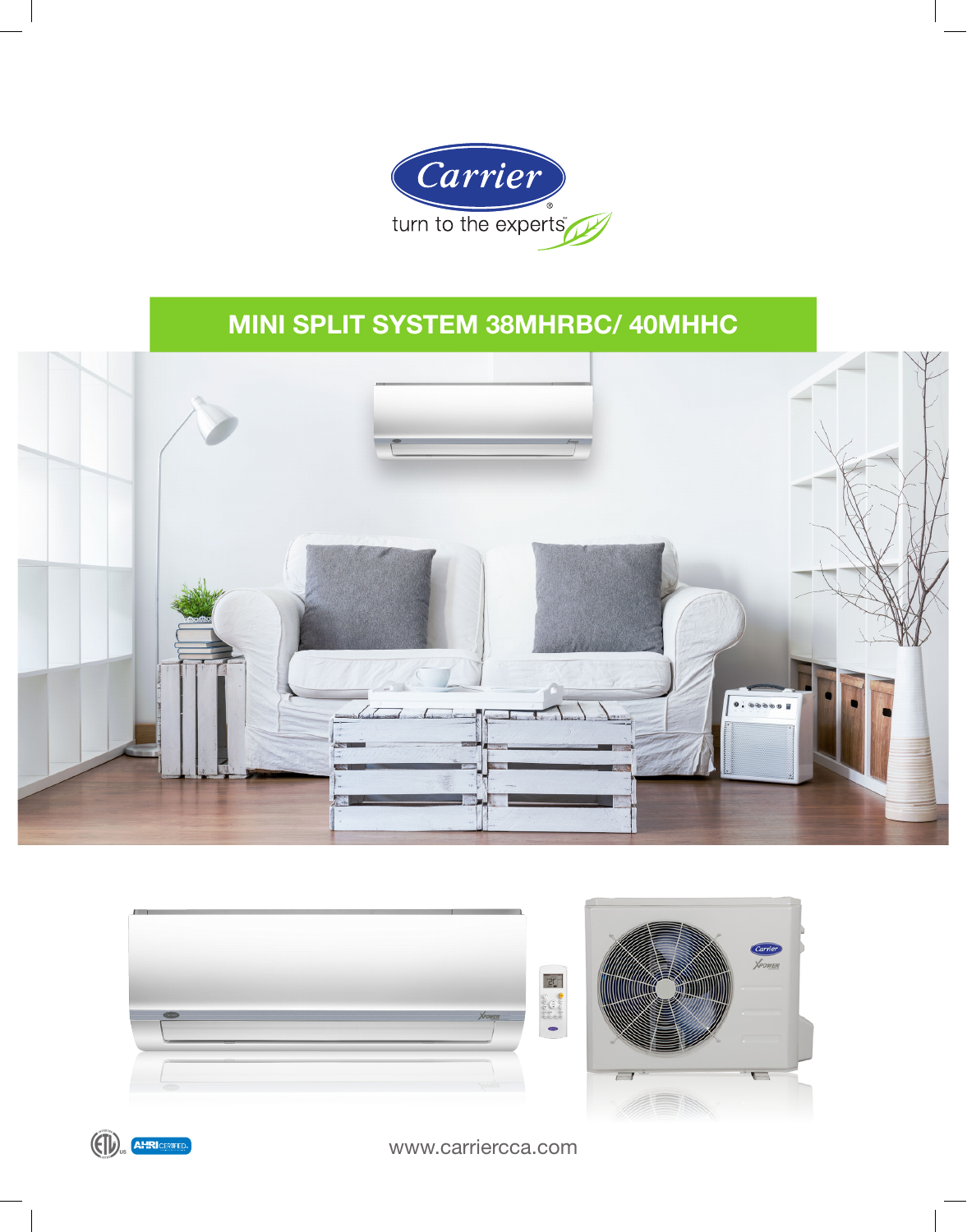Carrier

turn to the experts

# MINI SPLIT SYSTEM 38MHRBC/ 40MHHC

www.carriercca.com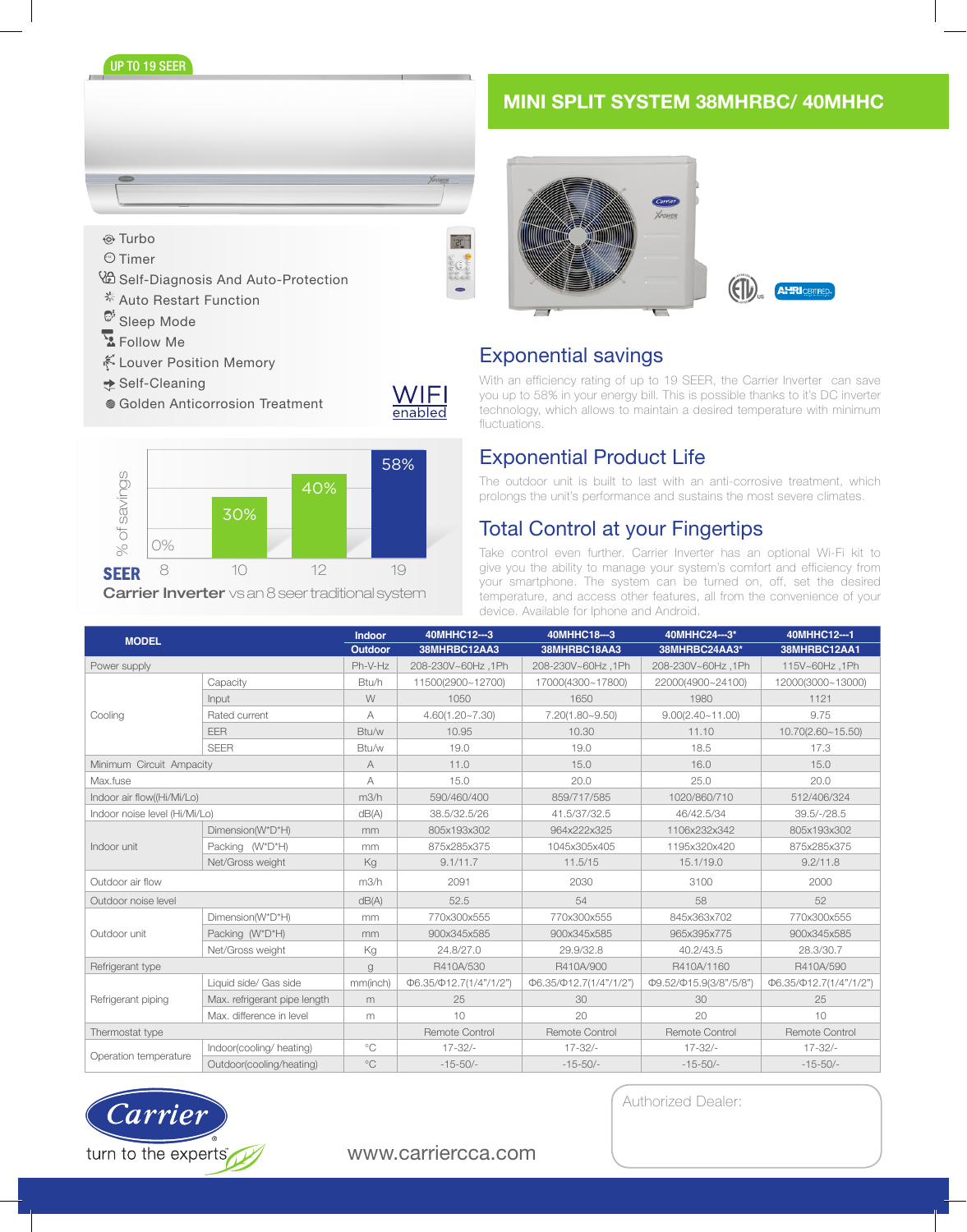UP TO 19 SEER

- Turbo
- Timer
- Self-Diagnosis And Auto-Protection
- Auto Restart Function
- Sleep Mode
- Follow Me
- Louver Position Memory
- Self-Cleaning
- Golden Anticorrosion Treatment

WIFI enabled

% of savings

0%
30%
40%
58%

SEER 8 10 12 19

Carrier Inverter vs an 8 seer traditional system

# MINI SPLIT SYSTEM 38MHRBC/ 40MHHC

## Exponential savings

With an efficiency rating of up to 19 SEER, the Carrier Inverter can save you up to 58% in your energy bill. This is possible thanks to it's DC inverter technology, which allows to maintain a desired temperature with minimum fluctuations.

## Exponential Product Life

The outdoor unit is built to last with an anti-corrosive treatment, which prolongs the unit's performance and sustains the most severe climates.

## Total Control at your Fingertips

Take control even further. Carrier Inverter has an optional Wi-Fi kit to give you the ability to manage your system's comfort and efficiency from your smartphone. The system can be turned on, off, set the desired temperature, and access other features, all from the convenience of your device. Available for Iphone and Android.

| MODEL | | Indoor / Outdoor | 40MHHC12---3 / 38MHRBC12AA3 | 40MHHC18---3 / 38MHRBC18AA3 | 40MHHC24---3* / 38MHRBC24AA3* | 40MHHC12---1 / 38MHRBC12AA1 |
|---|---|---|---|---|---|---|
| Power supply | | Ph-V-Hz | 208-230V~60Hz ,1Ph | 208-230V~60Hz ,1Ph | 208-230V~60Hz ,1Ph | 115V~60Hz ,1Ph |
| Cooling | Capacity | Btu/h | 11500(2900~12700) | 17000(4300~17800) | 22000(4900~24100) | 12000(3000~13000) |
| | Input | W | 1050 | 1650 | 1980 | 1121 |
| | Rated current | A | 4.60(1.20~7.30) | 7.20(1.80~9.50) | 9.00(2.40~11.00) | 9.75 |
| | EER | Btu/w | 10.95 | 10.30 | 11.10 | 10.70(2.60~15.50) |
| | SEER | Btu/w | 19.0 | 19.0 | 18.5 | 17.3 |
| Minimum Circuit Ampacity | | A | 11.0 | 15.0 | 16.0 | 15.0 |
| Max.fuse | | A | 15.0 | 20.0 | 25.0 | 20.0 |
| Indoor air flow((Hi/Mi/Lo) | | m3/h | 590/460/400 | 859/717/585 | 1020/860/710 | 512/406/324 |
| Indoor noise level (Hi/Mi/Lo) | | dB(A) | 38.5/32.5/26 | 41.5/37/32.5 | 46/42.5/34 | 39.5/-/28.5 |
| Indoor unit | Dimension(W*D*H) | mm | 805x193x302 | 964x222x325 | 1106x232x342 | 805x193x302 |
| | Packing (W*D*H) | mm | 875x285x375 | 1045x305x405 | 1195x320x420 | 875x285x375 |
| | Net/Gross weight | Kg | 9.1/11.7 | 11.5/15 | 15.1/19.0 | 9.2/11.8 |
| Outdoor air flow | | m3/h | 2091 | 2030 | 3100 | 2000 |
| Outdoor noise level | | dB(A) | 52.5 | 54 | 58 | 52 |
| Outdoor unit | Dimension(W*D*H) | mm | 770x300x555 | 770x300x555 | 845x363x702 | 770x300x555 |
| | Packing (W*D*H) | mm | 900x345x585 | 900x345x585 | 965x395x775 | 900x345x585 |
| | Net/Gross weight | Kg | 24.8/27.0 | 29.9/32.8 | 40.2/43.5 | 28.3/30.7 |
| Refrigerant type | | g | R410A/530 | R410A/900 | R410A/1160 | R410A/590 |
| Refrigerant piping | Liquid side/ Gas side | mm(inch) | Φ6.35/Φ12.7(1/4"/1/2") | Φ6.35/Φ12.7(1/4"/1/2") | Φ9.52/Φ15.9(3/8"/5/8") | Φ6.35/Φ12.7(1/4"/1/2") |
| | Max. refrigerant pipe length | m | 25 | 30 | 30 | 25 |
| | Max. difference in level | m | 10 | 20 | 20 | 10 |
| Thermostat type | | | Remote Control | Remote Control | Remote Control | Remote Control |
| Operation temperature | Indoor(cooling/ heating) | °C | 17-32/- | 17-32/- | 17-32/- | 17-32/- |
| | Outdoor(cooling/heating) | °C | -15-50/- | -15-50/- | -15-50/- | -15-50/- |

Carrier® turn to the experts

www.carriercca.com

Authorized Dealer: